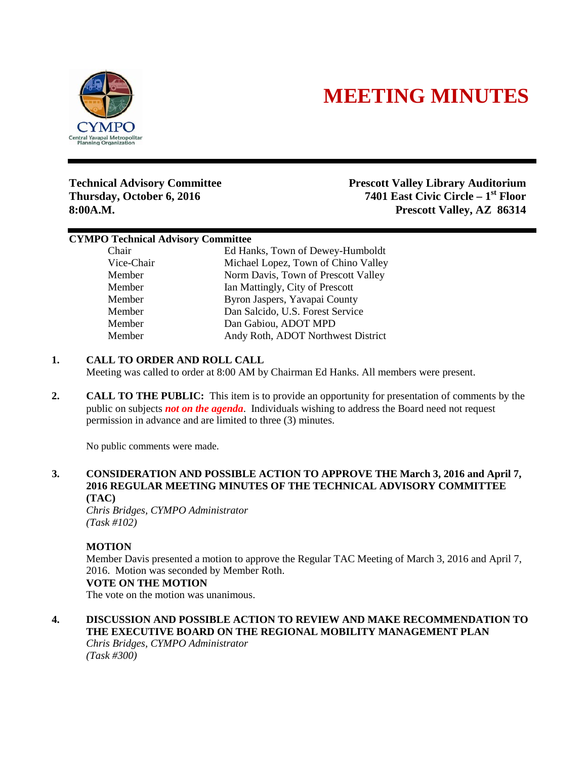# MEETING MINUTES

**Technical Advisory Committee**
**Thursday, October 6, 2016**
**8:00A.M.**

**Prescott Valley Library Auditorium**
**7401 East Civic Circle – 1st Floor**
**Prescott Valley, AZ 86314**

**CYMPO Technical Advisory Committee**

| | |
|---|---|
| Chair | Ed Hanks, Town of Dewey-Humboldt |
| Vice-Chair | Michael Lopez, Town of Chino Valley |
| Member | Norm Davis, Town of Prescott Valley |
| Member | Ian Mattingly, City of Prescott |
| Member | Byron Jaspers, Yavapai County |
| Member | Dan Salcido, U.S. Forest Service |
| Member | Dan Gabiou, ADOT MPD |
| Member | Andy Roth, ADOT Northwest District |

1. **CALL TO ORDER AND ROLL CALL**
   Meeting was called to order at 8:00 AM by Chairman Ed Hanks. All members were present.

2. **CALL TO THE PUBLIC:** This item is to provide an opportunity for presentation of comments by the public on subjects ***not on the agenda***. Individuals wishing to address the Board need not request permission in advance and are limited to three (3) minutes.

   No public comments were made.

3. **CONSIDERATION AND POSSIBLE ACTION TO APPROVE THE March 3, 2016 and April 7, 2016 REGULAR MEETING MINUTES OF THE TECHNICAL ADVISORY COMMITTEE (TAC)**
   *Chris Bridges, CYMPO Administrator*
   *(Task #102)*

   **MOTION**
   Member Davis presented a motion to approve the Regular TAC Meeting of March 3, 2016 and April 7, 2016. Motion was seconded by Member Roth.
   **VOTE ON THE MOTION**
   The vote on the motion was unanimous.

4. **DISCUSSION AND POSSIBLE ACTION TO REVIEW AND MAKE RECOMMENDATION TO THE EXECUTIVE BOARD ON THE REGIONAL MOBILITY MANAGEMENT PLAN**
   *Chris Bridges, CYMPO Administrator*
   *(Task #300)*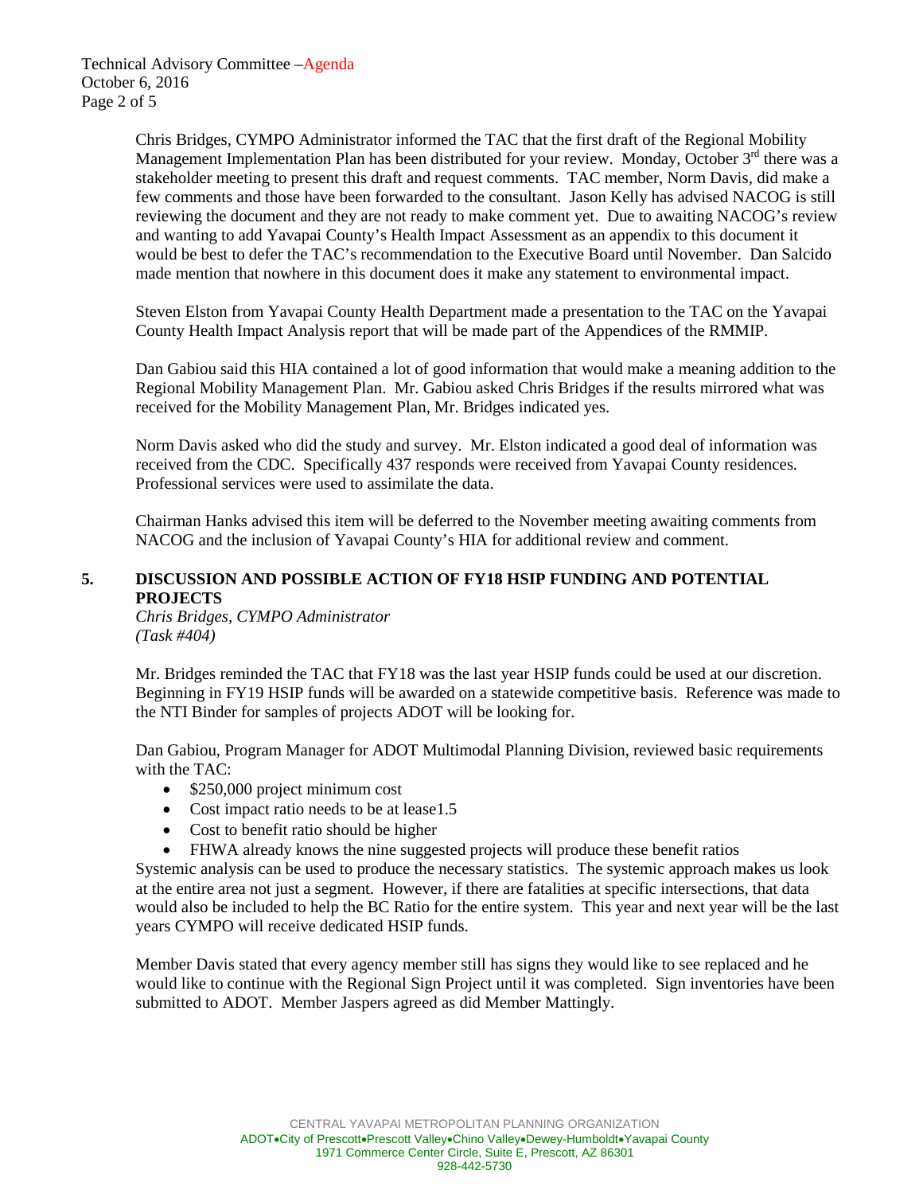Chris Bridges, CYMPO Administrator informed the TAC that the first draft of the Regional Mobility Management Implementation Plan has been distributed for your review. Monday, October 3rd there was a stakeholder meeting to present this draft and request comments. TAC member, Norm Davis, did make a few comments and those have been forwarded to the consultant. Jason Kelly has advised NACOG is still reviewing the document and they are not ready to make comment yet. Due to awaiting NACOG's review and wanting to add Yavapai County's Health Impact Assessment as an appendix to this document it would be best to defer the TAC's recommendation to the Executive Board until November. Dan Salcido made mention that nowhere in this document does it make any statement to environmental impact.

Steven Elston from Yavapai County Health Department made a presentation to the TAC on the Yavapai County Health Impact Analysis report that will be made part of the Appendices of the RMMIP.

Dan Gabiou said this HIA contained a lot of good information that would make a meaning addition to the Regional Mobility Management Plan. Mr. Gabiou asked Chris Bridges if the results mirrored what was received for the Mobility Management Plan, Mr. Bridges indicated yes.

Norm Davis asked who did the study and survey. Mr. Elston indicated a good deal of information was received from the CDC. Specifically 437 responds were received from Yavapai County residences. Professional services were used to assimilate the data.

Chairman Hanks advised this item will be deferred to the November meeting awaiting comments from NACOG and the inclusion of Yavapai County's HIA for additional review and comment.

## 5. DISCUSSION AND POSSIBLE ACTION OF FY18 HSIP FUNDING AND POTENTIAL PROJECTS

*Chris Bridges, CYMPO Administrator*
*(Task #404)*

Mr. Bridges reminded the TAC that FY18 was the last year HSIP funds could be used at our discretion. Beginning in FY19 HSIP funds will be awarded on a statewide competitive basis. Reference was made to the NTI Binder for samples of projects ADOT will be looking for.

Dan Gabiou, Program Manager for ADOT Multimodal Planning Division, reviewed basic requirements with the TAC:

- $250,000 project minimum cost
- Cost impact ratio needs to be at lease1.5
- Cost to benefit ratio should be higher
- FHWA already knows the nine suggested projects will produce these benefit ratios

Systemic analysis can be used to produce the necessary statistics. The systemic approach makes us look at the entire area not just a segment. However, if there are fatalities at specific intersections, that data would also be included to help the BC Ratio for the entire system. This year and next year will be the last years CYMPO will receive dedicated HSIP funds.

Member Davis stated that every agency member still has signs they would like to see replaced and he would like to continue with the Regional Sign Project until it was completed. Sign inventories have been submitted to ADOT. Member Jaspers agreed as did Member Mattingly.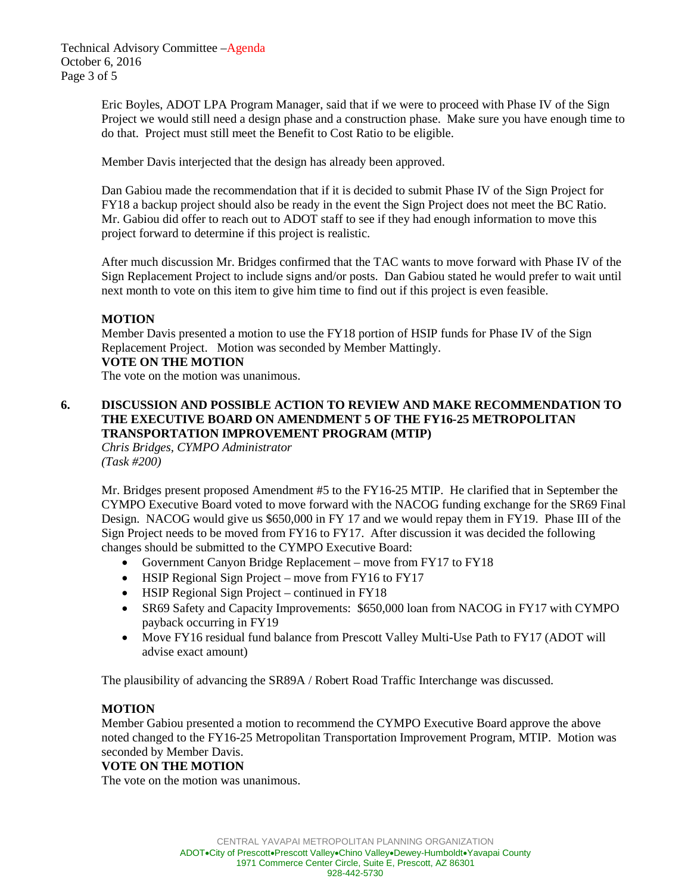Eric Boyles, ADOT LPA Program Manager, said that if we were to proceed with Phase IV of the Sign Project we would still need a design phase and a construction phase. Make sure you have enough time to do that. Project must still meet the Benefit to Cost Ratio to be eligible.

Member Davis interjected that the design has already been approved.

Dan Gabiou made the recommendation that if it is decided to submit Phase IV of the Sign Project for FY18 a backup project should also be ready in the event the Sign Project does not meet the BC Ratio. Mr. Gabiou did offer to reach out to ADOT staff to see if they had enough information to move this project forward to determine if this project is realistic.

After much discussion Mr. Bridges confirmed that the TAC wants to move forward with Phase IV of the Sign Replacement Project to include signs and/or posts. Dan Gabiou stated he would prefer to wait until next month to vote on this item to give him time to find out if this project is even feasible.

**MOTION**

Member Davis presented a motion to use the FY18 portion of HSIP funds for Phase IV of the Sign Replacement Project. Motion was seconded by Member Mattingly.

**VOTE ON THE MOTION**

The vote on the motion was unanimous.

**6. DISCUSSION AND POSSIBLE ACTION TO REVIEW AND MAKE RECOMMENDATION TO THE EXECUTIVE BOARD ON AMENDMENT 5 OF THE FY16-25 METROPOLITAN TRANSPORTATION IMPROVEMENT PROGRAM (MTIP)**

*Chris Bridges, CYMPO Administrator*
*(Task #200)*

Mr. Bridges present proposed Amendment #5 to the FY16-25 MTIP. He clarified that in September the CYMPO Executive Board voted to move forward with the NACOG funding exchange for the SR69 Final Design. NACOG would give us $650,000 in FY 17 and we would repay them in FY19. Phase III of the Sign Project needs to be moved from FY16 to FY17. After discussion it was decided the following changes should be submitted to the CYMPO Executive Board:

- Government Canyon Bridge Replacement – move from FY17 to FY18
- HSIP Regional Sign Project – move from FY16 to FY17
- HSIP Regional Sign Project – continued in FY18
- SR69 Safety and Capacity Improvements: $650,000 loan from NACOG in FY17 with CYMPO payback occurring in FY19
- Move FY16 residual fund balance from Prescott Valley Multi-Use Path to FY17 (ADOT will advise exact amount)

The plausibility of advancing the SR89A / Robert Road Traffic Interchange was discussed.

**MOTION**

Member Gabiou presented a motion to recommend the CYMPO Executive Board approve the above noted changed to the FY16-25 Metropolitan Transportation Improvement Program, MTIP. Motion was seconded by Member Davis.

**VOTE ON THE MOTION**

The vote on the motion was unanimous.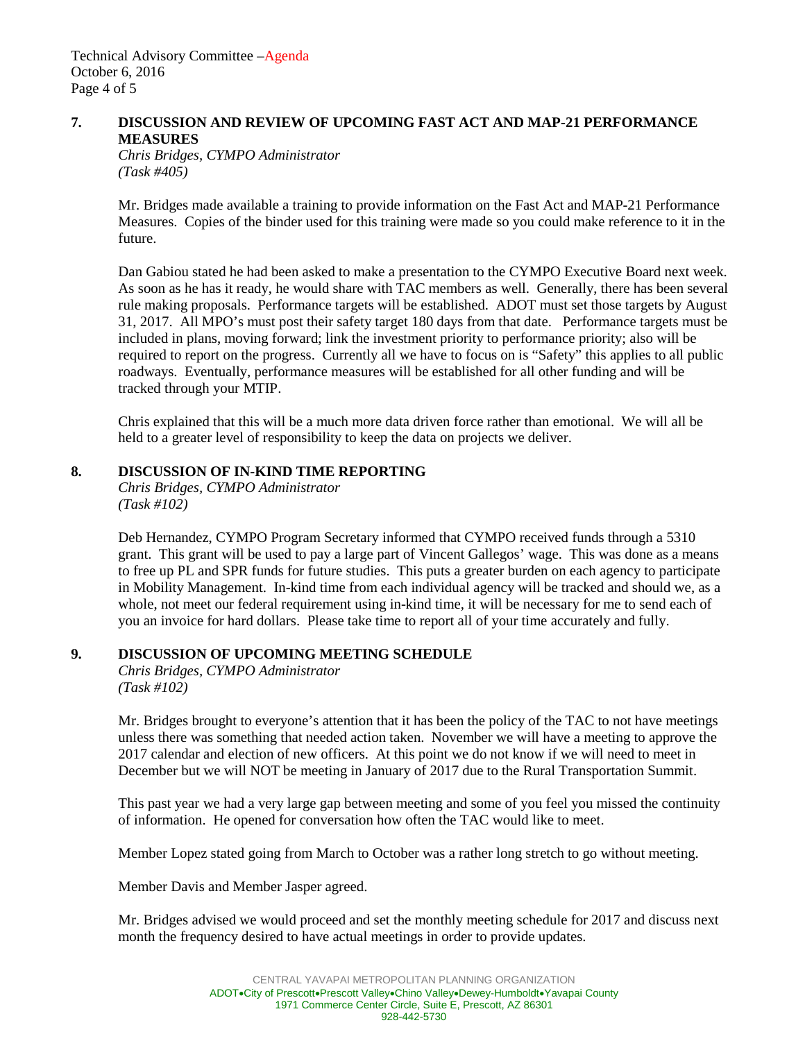## 7. DISCUSSION AND REVIEW OF UPCOMING FAST ACT AND MAP-21 PERFORMANCE MEASURES

*Chris Bridges, CYMPO Administrator*
*(Task #405)*

Mr. Bridges made available a training to provide information on the Fast Act and MAP-21 Performance Measures. Copies of the binder used for this training were made so you could make reference to it in the future.

Dan Gabiou stated he had been asked to make a presentation to the CYMPO Executive Board next week. As soon as he has it ready, he would share with TAC members as well. Generally, there has been several rule making proposals. Performance targets will be established. ADOT must set those targets by August 31, 2017. All MPO's must post their safety target 180 days from that date. Performance targets must be included in plans, moving forward; link the investment priority to performance priority; also will be required to report on the progress. Currently all we have to focus on is "Safety" this applies to all public roadways. Eventually, performance measures will be established for all other funding and will be tracked through your MTIP.

Chris explained that this will be a much more data driven force rather than emotional. We will all be held to a greater level of responsibility to keep the data on projects we deliver.

## 8. DISCUSSION OF IN-KIND TIME REPORTING

*Chris Bridges, CYMPO Administrator*
*(Task #102)*

Deb Hernandez, CYMPO Program Secretary informed that CYMPO received funds through a 5310 grant. This grant will be used to pay a large part of Vincent Gallegos' wage. This was done as a means to free up PL and SPR funds for future studies. This puts a greater burden on each agency to participate in Mobility Management. In-kind time from each individual agency will be tracked and should we, as a whole, not meet our federal requirement using in-kind time, it will be necessary for me to send each of you an invoice for hard dollars. Please take time to report all of your time accurately and fully.

## 9. DISCUSSION OF UPCOMING MEETING SCHEDULE

*Chris Bridges, CYMPO Administrator*
*(Task #102)*

Mr. Bridges brought to everyone's attention that it has been the policy of the TAC to not have meetings unless there was something that needed action taken. November we will have a meeting to approve the 2017 calendar and election of new officers. At this point we do not know if we will need to meet in December but we will NOT be meeting in January of 2017 due to the Rural Transportation Summit.

This past year we had a very large gap between meeting and some of you feel you missed the continuity of information. He opened for conversation how often the TAC would like to meet.

Member Lopez stated going from March to October was a rather long stretch to go without meeting.

Member Davis and Member Jasper agreed.

Mr. Bridges advised we would proceed and set the monthly meeting schedule for 2017 and discuss next month the frequency desired to have actual meetings in order to provide updates.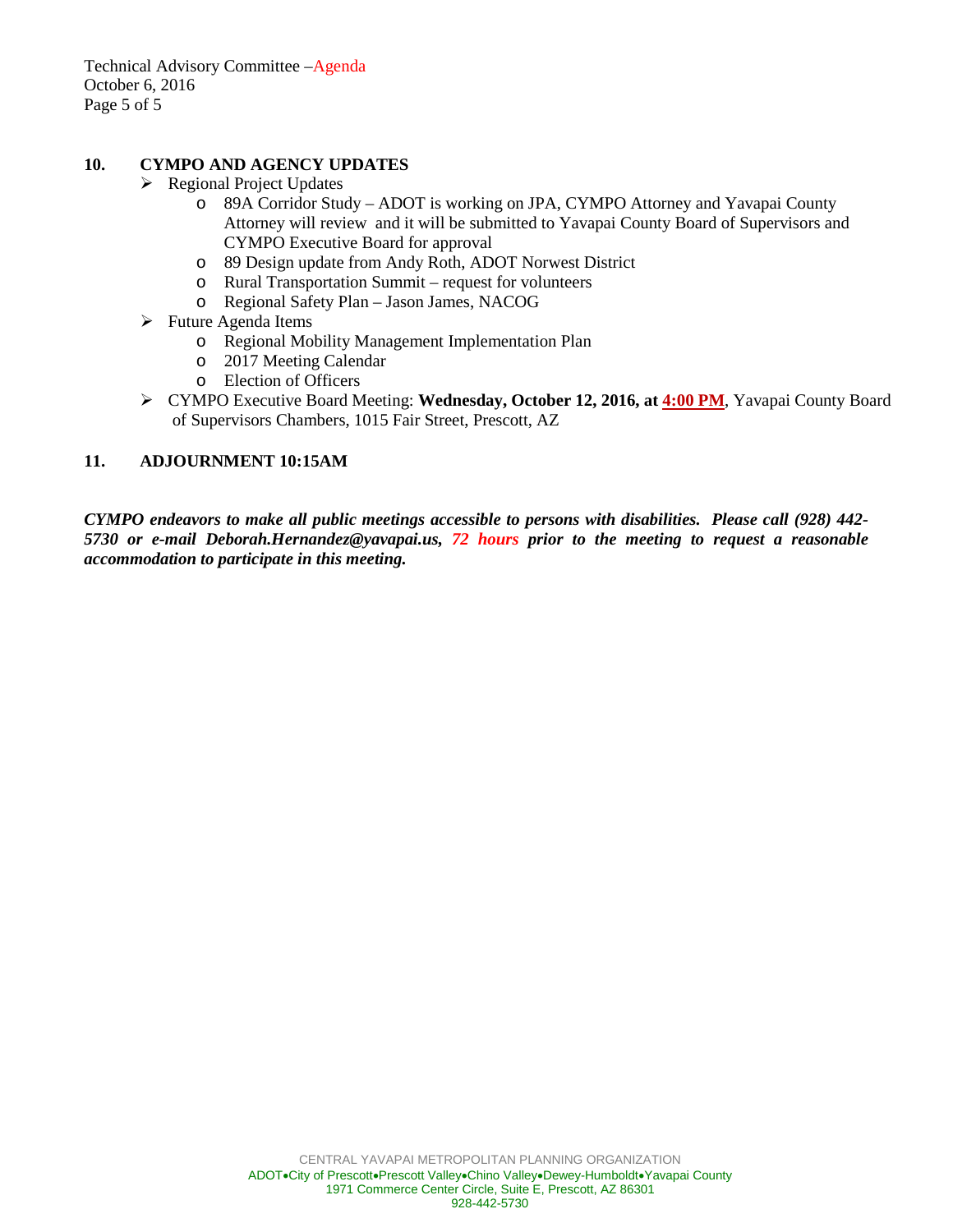## 10. CYMPO AND AGENCY UPDATES

- Regional Project Updates
  - 89A Corridor Study – ADOT is working on JPA, CYMPO Attorney and Yavapai County Attorney will review and it will be submitted to Yavapai County Board of Supervisors and CYMPO Executive Board for approval
  - 89 Design update from Andy Roth, ADOT Norwest District
  - Rural Transportation Summit – request for volunteers
  - Regional Safety Plan – Jason James, NACOG
- Future Agenda Items
  - Regional Mobility Management Implementation Plan
  - 2017 Meeting Calendar
  - Election of Officers
- CYMPO Executive Board Meeting: **Wednesday, October 12, 2016, at 4:00 PM**, Yavapai County Board of Supervisors Chambers, 1015 Fair Street, Prescott, AZ

## 11. ADJOURNMENT 10:15AM

***CYMPO endeavors to make all public meetings accessible to persons with disabilities. Please call (928) 442-5730 or e-mail Deborah.Hernandez@yavapai.us, 72 hours prior to the meeting to request a reasonable accommodation to participate in this meeting.***

CENTRAL YAVAPAI METROPOLITAN PLANNING ORGANIZATION
ADOT•City of Prescott•Prescott Valley•Chino Valley•Dewey-Humboldt•Yavapai County
1971 Commerce Center Circle, Suite E, Prescott, AZ 86301
928-442-5730